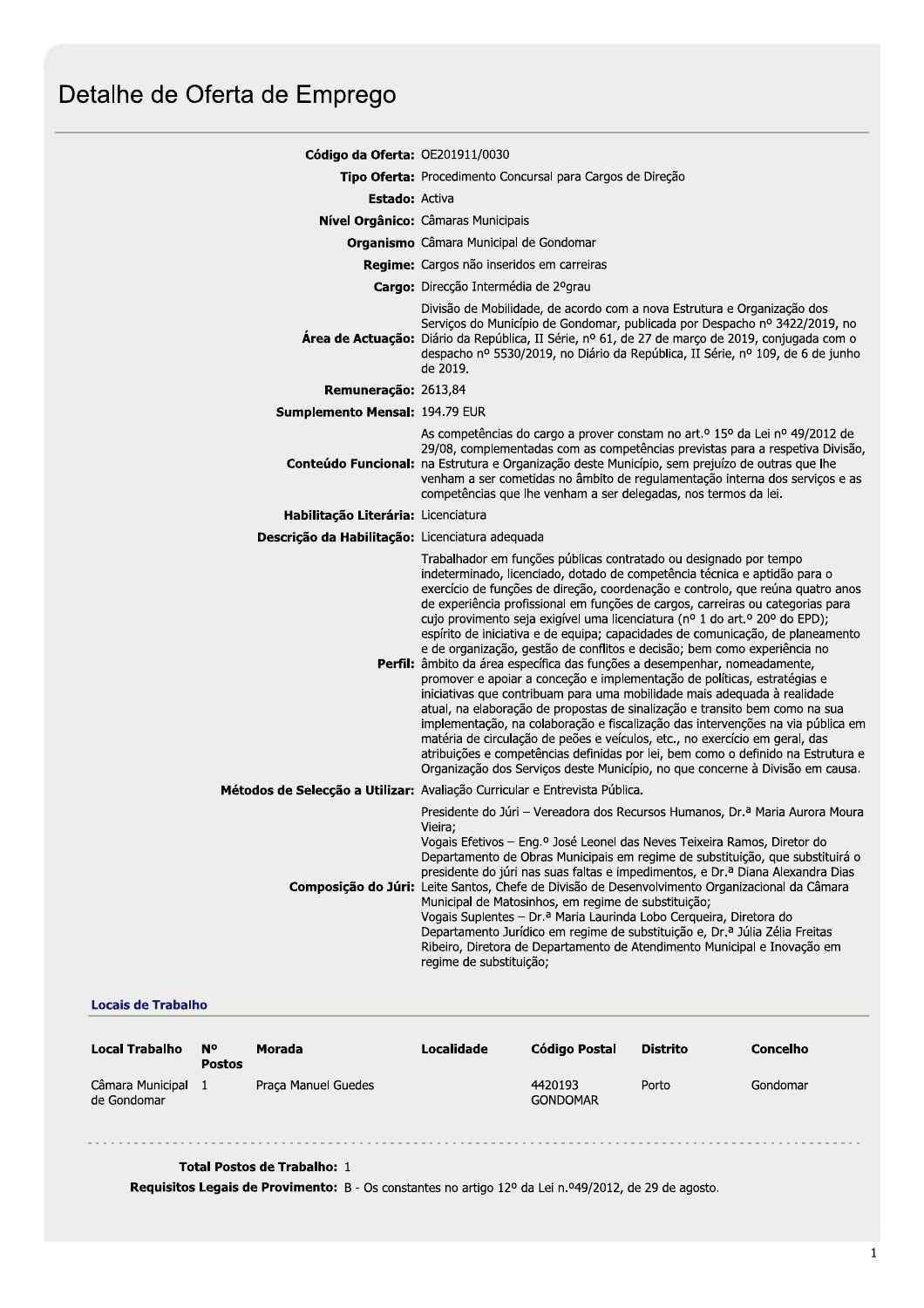# Detalhe de Oferta de Emprego

**Código da Oferta:** OE201911/0030

**Tipo Oferta:** Procedimento Concursal para Cargos de Direção

**Estado:** Activa

**Nível Orgânico:** Câmaras Municipais

**Organismo** Câmara Municipal de Gondomar

**Regime:** Cargos não inseridos em carreiras

**Cargo:** Direcção Intermédia de 2ºgrau

**Área de Actuação:** Divisão de Mobilidade, de acordo com a nova Estrutura e Organização dos Serviços do Município de Gondomar, publicada por Despacho nº 3422/2019, no Diário da República, II Série, nº 61, de 27 de março de 2019, conjugada com o despacho nº 5530/2019, no Diário da República, II Série, nº 109, de 6 de junho de 2019.

**Remuneração:** 2613,84

**Sumplemento Mensal:** 194.79 EUR

**Conteúdo Funcional:** As competências do cargo a prover constam no art.º 15º da Lei nº 49/2012 de 29/08, complementadas com as competências previstas para a respetiva Divisão, na Estrutura e Organização deste Município, sem prejuízo de outras que lhe venham a ser cometidas no âmbito de regulamentação interna dos serviços e as competências que lhe venham a ser delegadas, nos termos da lei.

**Habilitação Literária:** Licenciatura

**Descrição da Habilitação:** Licenciatura adequada

**Perfil:** Trabalhador em funções públicas contratado ou designado por tempo indeterminado, licenciado, dotado de competência técnica e aptidão para o exercício de funções de direção, coordenação e controlo, que reúna quatro anos de experiência profissional em funções de cargos, carreiras ou categorias para cujo provimento seja exigível uma licenciatura (nº 1 do art.º 20º do EPD); espírito de iniciativa e de equipa; capacidades de comunicação, de planeamento e de organização, gestão de conflitos e decisão; bem como experiência no âmbito da área específica das funções a desempenhar, nomeadamente, promover e apoiar a conceção e implementação de políticas, estratégias e iniciativas que contribuam para uma mobilidade mais adequada à realidade atual, na elaboração de propostas de sinalização e transito bem como na sua implementação, na colaboração e fiscalização das intervenções na via pública em matéria de circulação de peões e veículos, etc., no exercício em geral, das atribuições e competências definidas por lei, bem como o definido na Estrutura e Organização dos Serviços deste Município, no que concerne à Divisão em causa.

**Métodos de Selecção a Utilizar:** Avaliação Curricular e Entrevista Pública.

**Composição do Júri:** Presidente do Júri – Vereadora dos Recursos Humanos, Dr.ª Maria Aurora Moura Vieira;
Vogais Efetivos – Eng.º José Leonel das Neves Teixeira Ramos, Diretor do Departamento de Obras Municipais em regime de substituição, que substituirá o presidente do júri nas suas faltas e impedimentos, e Dr.ª Diana Alexandra Dias Leite Santos, Chefe de Divisão de Desenvolvimento Organizacional da Câmara Municipal de Matosinhos, em regime de substituição;
Vogais Suplentes – Dr.ª Maria Laurinda Lobo Cerqueira, Diretora do Departamento Jurídico em regime de substituição e, Dr.ª Júlia Zélia Freitas Ribeiro, Diretora de Departamento de Atendimento Municipal e Inovação em regime de substituição;

## Locais de Trabalho

| Local Trabalho | Nº Postos | Morada | Localidade | Código Postal | Distrito | Concelho |
|---|---|---|---|---|---|---|
| Câmara Municipal de Gondomar | 1 | Praça Manuel Guedes | | 4420193 GONDOMAR | Porto | Gondomar |

**Total Postos de Trabalho:** 1

**Requisitos Legais de Provimento:** B - Os constantes no artigo 12º da Lei n.º49/2012, de 29 de agosto.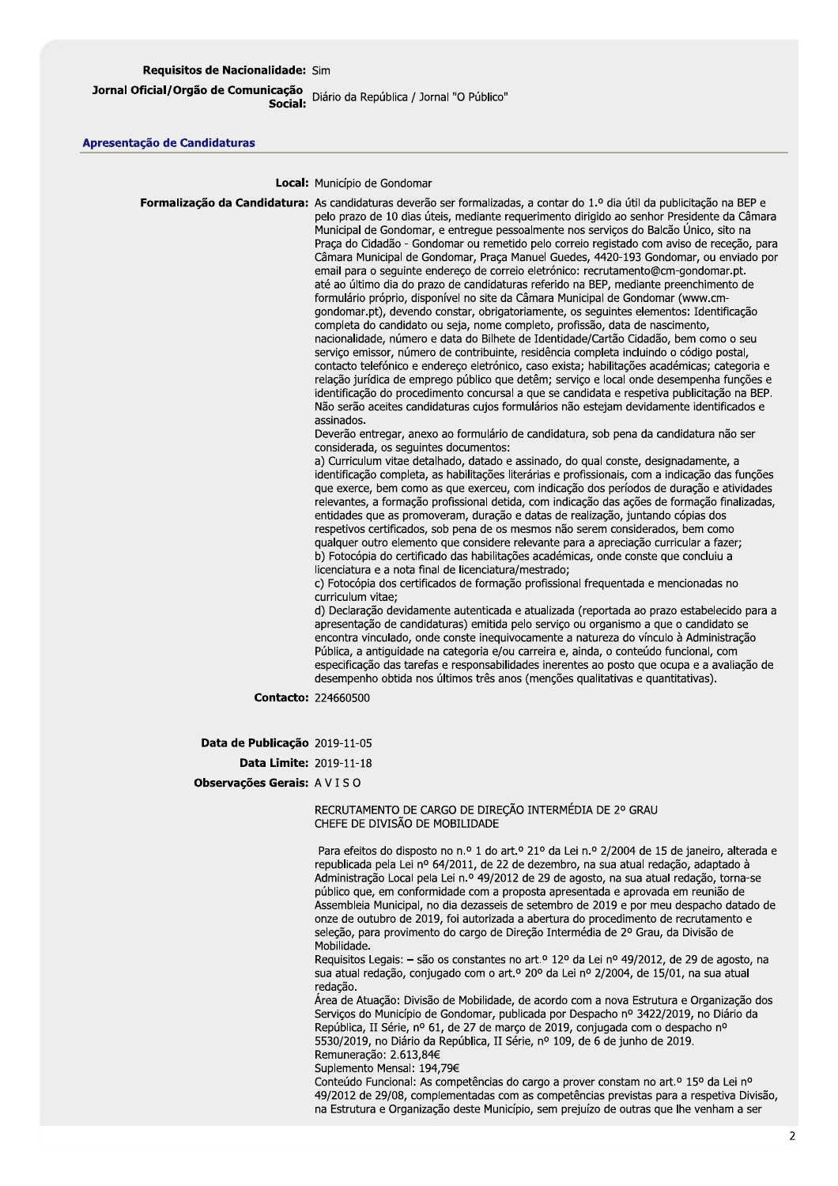**Requisitos de Nacionalidade:** Sim

**Jornal Oficial/Orgão de Comunicação Social:** Diário da República / Jornal "O Público"

## Apresentação de Candidaturas

**Local:** Município de Gondomar

**Formalização da Candidatura:** As candidaturas deverão ser formalizadas, a contar do 1.º dia útil da publicitação na BEP e pelo prazo de 10 dias úteis, mediante requerimento dirigido ao senhor Presidente da Câmara Municipal de Gondomar, e entregue pessoalmente nos serviços do Balcão Único, sito na Praça do Cidadão - Gondomar ou remetido pelo correio registado com aviso de receção, para Câmara Municipal de Gondomar, Praça Manuel Guedes, 4420-193 Gondomar, ou enviado por email para o seguinte endereço de correio eletrónico: recrutamento@cm-gondomar.pt. até ao último dia do prazo de candidaturas referido na BEP, mediante preenchimento de formulário próprio, disponível no site da Câmara Municipal de Gondomar (www.cm-gondomar.pt), devendo constar, obrigatoriamente, os seguintes elementos: Identificação completa do candidato ou seja, nome completo, profissão, data de nascimento, nacionalidade, número e data do Bilhete de Identidade/Cartão Cidadão, bem como o seu serviço emissor, número de contribuinte, residência completa incluindo o código postal, contacto telefónico e endereço eletrónico, caso exista; habilitações académicas; categoria e relação jurídica de emprego público que detêm; serviço e local onde desempenha funções e identificação do procedimento concursal a que se candidata e respetiva publicitação na BEP. Não serão aceites candidaturas cujos formulários não estejam devidamente identificados e assinados.

Deverão entregar, anexo ao formulário de candidatura, sob pena da candidatura não ser considerada, os seguintes documentos:

a) Curriculum vitae detalhado, datado e assinado, do qual conste, designadamente, a identificação completa, as habilitações literárias e profissionais, com a indicação das funções que exerce, bem como as que exerceu, com indicação dos períodos de duração e atividades relevantes, a formação profissional detida, com indicação das ações de formação finalizadas, entidades que as promoveram, duração e datas de realização, juntando cópias dos respetivos certificados, sob pena de os mesmos não serem considerados, bem como qualquer outro elemento que considere relevante para a apreciação curricular a fazer;

b) Fotocópia do certificado das habilitações académicas, onde conste que concluiu a licenciatura e a nota final de licenciatura/mestrado;

c) Fotocópia dos certificados de formação profissional frequentada e mencionadas no curriculum vitae;

d) Declaração devidamente autenticada e atualizada (reportada ao prazo estabelecido para a apresentação de candidaturas) emitida pelo serviço ou organismo a que o candidato se encontra vinculado, onde conste inequivocamente a natureza do vínculo à Administração Pública, a antiguidade na categoria e/ou carreira e, ainda, o conteúdo funcional, com especificação das tarefas e responsabilidades inerentes ao posto que ocupa e a avaliação de desempenho obtida nos últimos três anos (menções qualitativas e quantitativas).

**Contacto:** 224660500

**Data de Publicação** 2019-11-05

**Data Limite:** 2019-11-18

**Observações Gerais:** A V I S O

RECRUTAMENTO DE CARGO DE DIREÇÃO INTERMÉDIA DE 2º GRAU
CHEFE DE DIVISÃO DE MOBILIDADE

Para efeitos do disposto no n.º 1 do art.º 21º da Lei n.º 2/2004 de 15 de janeiro, alterada e republicada pela Lei nº 64/2011, de 22 de dezembro, na sua atual redação, adaptado à Administração Local pela Lei n.º 49/2012 de 29 de agosto, na sua atual redação, torna-se público que, em conformidade com a proposta apresentada e aprovada em reunião de Assembleia Municipal, no dia dezasseis de setembro de 2019 e por meu despacho datado de onze de outubro de 2019, foi autorizada a abertura do procedimento de recrutamento e seleção, para provimento do cargo de Direção Intermédia de 2º Grau, da Divisão de Mobilidade.

Requisitos Legais: – são os constantes no art.º 12º da Lei nº 49/2012, de 29 de agosto, na sua atual redação, conjugado com o art.º 20º da Lei nº 2/2004, de 15/01, na sua atual redação.

Área de Atuação: Divisão de Mobilidade, de acordo com a nova Estrutura e Organização dos Serviços do Município de Gondomar, publicada por Despacho nº 3422/2019, no Diário da República, II Série, nº 61, de 27 de março de 2019, conjugada com o despacho nº 5530/2019, no Diário da República, II Série, nº 109, de 6 de junho de 2019.

Remuneração: 2.613,84€

Suplemento Mensal: 194,79€

Conteúdo Funcional: As competências do cargo a prover constam no art.º 15º da Lei nº 49/2012 de 29/08, complementadas com as competências previstas para a respetiva Divisão, na Estrutura e Organização deste Município, sem prejuízo de outras que lhe venham a ser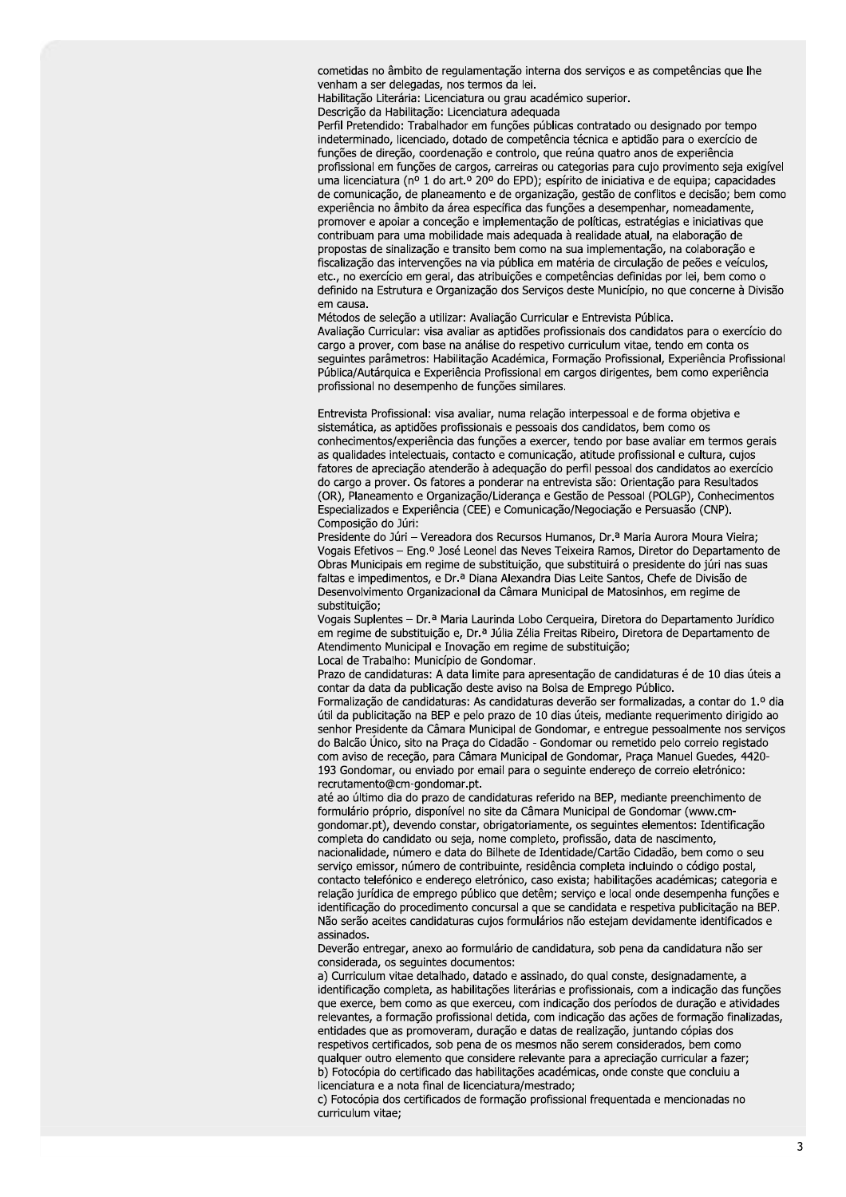cometidas no âmbito de regulamentação interna dos serviços e as competências que lhe venham a ser delegadas, nos termos da lei.
Habilitação Literária: Licenciatura ou grau académico superior.
Descrição da Habilitação: Licenciatura adequada
Perfil Pretendido: Trabalhador em funções públicas contratado ou designado por tempo indeterminado, licenciado, dotado de competência técnica e aptidão para o exercício de funções de direção, coordenação e controlo, que reúna quatro anos de experiência profissional em funções de cargos, carreiras ou categorias para cujo provimento seja exigível uma licenciatura (nº 1 do art.º 20º do EPD); espírito de iniciativa e de equipa; capacidades de comunicação, de planeamento e de organização, gestão de conflitos e decisão; bem como experiência no âmbito da área específica das funções a desempenhar, nomeadamente, promover e apoiar a conceção e implementação de políticas, estratégias e iniciativas que contribuam para uma mobilidade mais adequada à realidade atual, na elaboração de propostas de sinalização e transito bem como na sua implementação, na colaboração e fiscalização das intervenções na via pública em matéria de circulação de peões e veículos, etc., no exercício em geral, das atribuições e competências definidas por lei, bem como o definido na Estrutura e Organização dos Serviços deste Município, no que concerne à Divisão em causa.
Métodos de seleção a utilizar: Avaliação Curricular e Entrevista Pública.
Avaliação Curricular: visa avaliar as aptidões profissionais dos candidatos para o exercício do cargo a prover, com base na análise do respetivo curriculum vitae, tendo em conta os seguintes parâmetros: Habilitação Académica, Formação Profissional, Experiência Profissional Pública/Autárquica e Experiência Profissional em cargos dirigentes, bem como experiência profissional no desempenho de funções similares.

Entrevista Profissional: visa avaliar, numa relação interpessoal e de forma objetiva e sistemática, as aptidões profissionais e pessoais dos candidatos, bem como os conhecimentos/experiência das funções a exercer, tendo por base avaliar em termos gerais as qualidades intelectuais, contacto e comunicação, atitude profissional e cultura, cujos fatores de apreciação atenderão à adequação do perfil pessoal dos candidatos ao exercício do cargo a prover. Os fatores a ponderar na entrevista são: Orientação para Resultados (OR), Planeamento e Organização/Liderança e Gestão de Pessoal (POLGP), Conhecimentos Especializados e Experiência (CEE) e Comunicação/Negociação e Persuasão (CNP).
Composição do Júri:
Presidente do Júri – Vereadora dos Recursos Humanos, Dr.ª Maria Aurora Moura Vieira;
Vogais Efetivos – Eng.º José Leonel das Neves Teixeira Ramos, Diretor do Departamento de Obras Municipais em regime de substituição, que substituirá o presidente do júri nas suas faltas e impedimentos, e Dr.ª Diana Alexandra Dias Leite Santos, Chefe de Divisão de Desenvolvimento Organizacional da Câmara Municipal de Matosinhos, em regime de substituição;
Vogais Suplentes – Dr.ª Maria Laurinda Lobo Cerqueira, Diretora do Departamento Jurídico em regime de substituição e, Dr.ª Júlia Zélia Freitas Ribeiro, Diretora de Departamento de Atendimento Municipal e Inovação em regime de substituição;
Local de Trabalho: Município de Gondomar.
Prazo de candidaturas: A data limite para apresentação de candidaturas é de 10 dias úteis a contar da data da publicação deste aviso na Bolsa de Emprego Público.
Formalização de candidaturas: As candidaturas deverão ser formalizadas, a contar do 1.º dia útil da publicitação na BEP e pelo prazo de 10 dias úteis, mediante requerimento dirigido ao senhor Presidente da Câmara Municipal de Gondomar, e entregue pessoalmente nos serviços do Balcão Único, sito na Praça do Cidadão - Gondomar ou remetido pelo correio registado com aviso de receção, para Câmara Municipal de Gondomar, Praça Manuel Guedes, 4420-193 Gondomar, ou enviado por email para o seguinte endereço de correio eletrónico: recrutamento@cm-gondomar.pt.
até ao último dia do prazo de candidaturas referido na BEP, mediante preenchimento de formulário próprio, disponível no site da Câmara Municipal de Gondomar (www.cm-gondomar.pt), devendo constar, obrigatoriamente, os seguintes elementos: Identificação completa do candidato ou seja, nome completo, profissão, data de nascimento, nacionalidade, número e data do Bilhete de Identidade/Cartão Cidadão, bem como o seu serviço emissor, número de contribuinte, residência completa incluindo o código postal, contacto telefónico e endereço eletrónico, caso exista; habilitações académicas; categoria e relação jurídica de emprego público que detêm; serviço e local onde desempenha funções e identificação do procedimento concursal a que se candidata e respetiva publicitação na BEP. Não serão aceites candidaturas cujos formulários não estejam devidamente identificados e assinados.
Deverão entregar, anexo ao formulário de candidatura, sob pena da candidatura não ser considerada, os seguintes documentos:
a) Curriculum vitae detalhado, datado e assinado, do qual conste, designadamente, a identificação completa, as habilitações literárias e profissionais, com a indicação das funções que exerce, bem como as que exerceu, com indicação dos períodos de duração e atividades relevantes, a formação profissional detida, com indicação das ações de formação finalizadas, entidades que as promoveram, duração e datas de realização, juntando cópias dos respetivos certificados, sob pena de os mesmos não serem considerados, bem como qualquer outro elemento que considere relevante para a apreciação curricular a fazer;
b) Fotocópia do certificado das habilitações académicas, onde conste que concluiu a licenciatura e a nota final de licenciatura/mestrado;
c) Fotocópia dos certificados de formação profissional frequentada e mencionadas no curriculum vitae;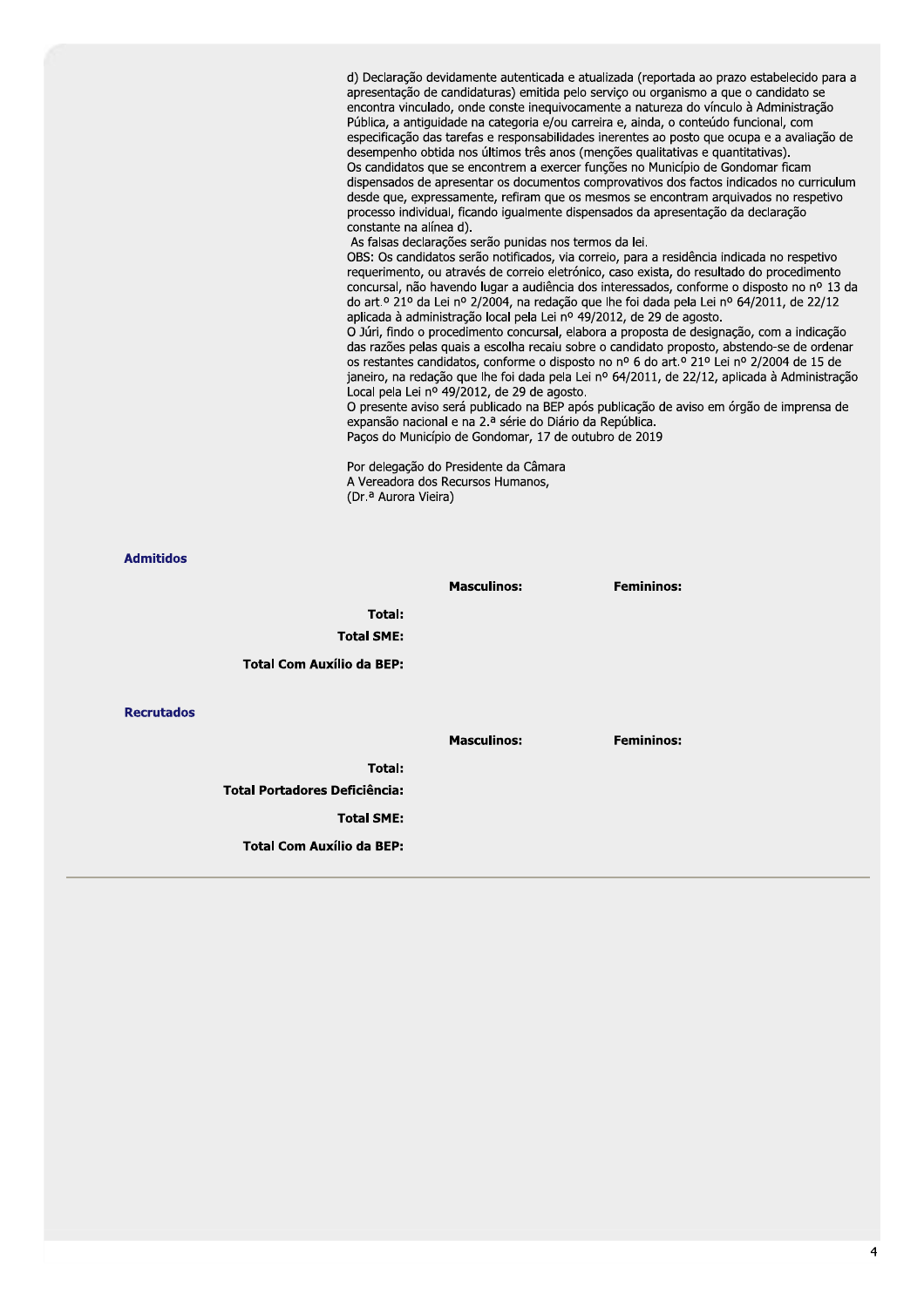d) Declaração devidamente autenticada e atualizada (reportada ao prazo estabelecido para a apresentação de candidaturas) emitida pelo serviço ou organismo a que o candidato se encontra vinculado, onde conste inequivocamente a natureza do vínculo à Administração Pública, a antiguidade na categoria e/ou carreira e, ainda, o conteúdo funcional, com especificação das tarefas e responsabilidades inerentes ao posto que ocupa e a avaliação de desempenho obtida nos últimos três anos (menções qualitativas e quantitativas).

Os candidatos que se encontrem a exercer funções no Município de Gondomar ficam dispensados de apresentar os documentos comprovativos dos factos indicados no curriculum desde que, expressamente, refiram que os mesmos se encontram arquivados no respetivo processo individual, ficando igualmente dispensados da apresentação da declaração constante na alínea d).

As falsas declarações serão punidas nos termos da lei.

OBS: Os candidatos serão notificados, via correio, para a residência indicada no respetivo requerimento, ou através de correio eletrónico, caso exista, do resultado do procedimento concursal, não havendo lugar a audiência dos interessados, conforme o disposto no nº 13 da do art.º 21º da Lei nº 2/2004, na redação que lhe foi dada pela Lei nº 64/2011, de 22/12 aplicada à administração local pela Lei nº 49/2012, de 29 de agosto.

O Júri, findo o procedimento concursal, elabora a proposta de designação, com a indicação das razões pelas quais a escolha recaiu sobre o candidato proposto, abstendo-se de ordenar os restantes candidatos, conforme o disposto no nº 6 do art.º 21º Lei nº 2/2004 de 15 de janeiro, na redação que lhe foi dada pela Lei nº 64/2011, de 22/12, aplicada à Administração Local pela Lei nº 49/2012, de 29 de agosto.

O presente aviso será publicado na BEP após publicação de aviso em órgão de imprensa de expansão nacional e na 2.ª série do Diário da República.

Paços do Município de Gondomar, 17 de outubro de 2019

Por delegação do Presidente da Câmara
A Vereadora dos Recursos Humanos,
(Dr.ª Aurora Vieira)

**Admitidos**

| | **Masculinos:** | **Femininos:** |
|---|---|---|
| **Total:** | | |
| **Total SME:** | | |
| **Total Com Auxílio da BEP:** | | |

**Recrutados**

| | **Masculinos:** | **Femininos:** |
|---|---|---|
| **Total:** | | |
| **Total Portadores Deficiência:** | | |
| **Total SME:** | | |
| **Total Com Auxílio da BEP:** | | |